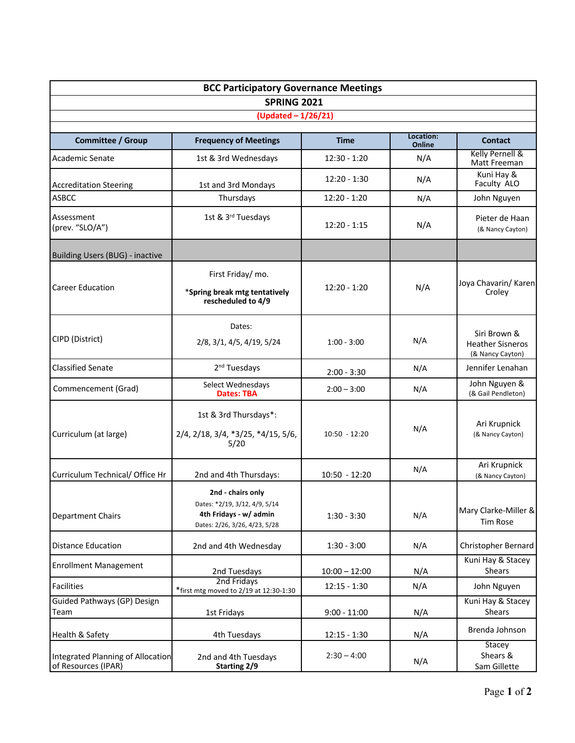# BCC Participatory Governance Meetings

## SPRING 2021

(Updated – 1/26/21)

| Committee / Group | Frequency of Meetings | Time | Location: Online | Contact |
|---|---|---|---|---|
| Academic Senate | 1st & 3rd Wednesdays | 12:30 - 1:20 | N/A | Kelly Pernell & Matt Freeman |
| Accreditation Steering | 1st and 3rd Mondays | 12:20 - 1:30 | N/A | Kuni Hay & Faculty ALO |
| ASBCC | Thursdays | 12:20 - 1:20 | N/A | John Nguyen |
| Assessment (prev. "SLO/A") | 1st & 3rd Tuesdays | 12:20 - 1:15 | N/A | Pieter de Haan (& Nancy Cayton) |
| Building Users (BUG) - inactive | | | | |
| Career Education | First Friday/ mo. **\*Spring break mtg tentatively rescheduled to 4/9** | 12:20 - 1:20 | N/A | Joya Chavarin/ Karen Croley |
| CIPD (District) | Dates: 2/8, 3/1, 4/5, 4/19, 5/24 | 1:00 - 3:00 | N/A | Siri Brown & Heather Sisneros (& Nancy Cayton) |
| Classified Senate | 2nd Tuesdays | 2:00 - 3:30 | N/A | Jennifer Lenahan |
| Commencement (Grad) | Select Wednesdays **Dates: TBA** | 2:00 – 3:00 | N/A | John Nguyen & (& Gail Pendleton) |
| Curriculum (at large) | 1st & 3rd Thursdays*: 2/4, 2/18, 3/4, *3/25, *4/15, 5/6, 5/20 | 10:50 - 12:20 | N/A | Ari Krupnick (& Nancy Cayton) |
| Curriculum Technical/ Office Hr | 2nd and 4th Thursdays: | 10:50 - 12:20 | N/A | Ari Krupnick (& Nancy Cayton) |
| Department Chairs | **2nd - chairs only** Dates: *2/19, 3/12, 4/9, 5/14 **4th Fridays - w/ admin** Dates: 2/26, 3/26, 4/23, 5/28 | 1:30 - 3:30 | N/A | Mary Clarke-Miller & Tim Rose |
| Distance Education | 2nd and 4th Wednesday | 1:30 - 3:00 | N/A | Christopher Bernard |
| Enrollment Management | 2nd Tuesdays | 10:00 – 12:00 | N/A | Kuni Hay & Stacey Shears |
| Facilities | 2nd Fridays *first mtg moved to 2/19 at 12:30-1:30 | 12:15 - 1:30 | N/A | John Nguyen |
| Guided Pathways (GP) Design Team | 1st Fridays | 9:00 - 11:00 | N/A | Kuni Hay & Stacey Shears |
| Health & Safety | 4th Tuesdays | 12:15 - 1:30 | N/A | Brenda Johnson |
| Integrated Planning of Allocation of Resources (IPAR) | 2nd and 4th Tuesdays **Starting 2/9** | 2:30 – 4:00 | N/A | Stacey Shears & Sam Gillette |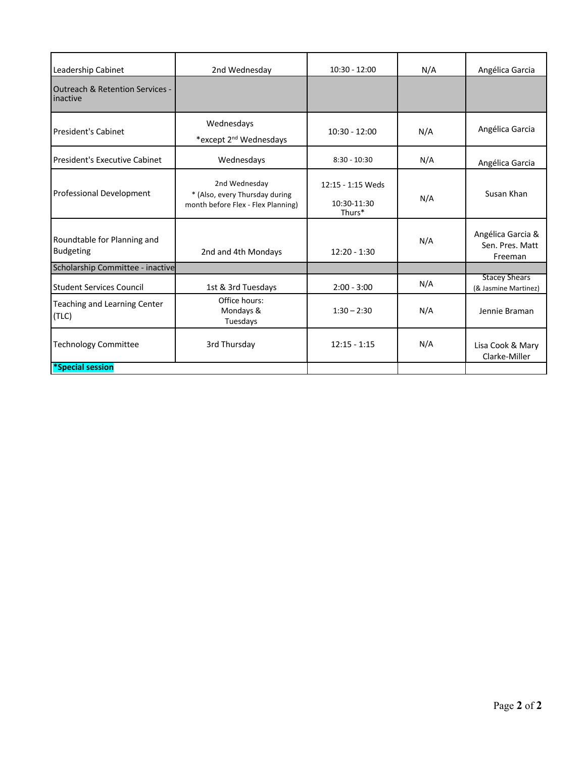| | | | | |
|---|---|---|---|---|
| Leadership Cabinet | 2nd Wednesday | 10:30 - 12:00 | N/A | Angélica Garcia |
| Outreach & Retention Services - inactive | | | | |
| President's Cabinet | Wednesdays *except 2nd Wednesdays | 10:30 - 12:00 | N/A | Angélica Garcia |
| President's Executive Cabinet | Wednesdays | 8:30 - 10:30 | N/A | Angélica Garcia |
| Professional Development | 2nd Wednesday * (Also, every Thursday during month before Flex - Flex Planning) | 12:15 - 1:15 Weds 10:30-11:30 Thurs* | N/A | Susan Khan |
| Roundtable for Planning and Budgeting | 2nd and 4th Mondays | 12:20 - 1:30 | N/A | Angélica Garcia & Sen. Pres. Matt Freeman |
| Scholarship Committee - inactive | | | | |
| Student Services Council | 1st & 3rd Tuesdays | 2:00 - 3:00 | N/A | Stacey Shears (& Jasmine Martinez) |
| Teaching and Learning Center (TLC) | Office hours: Mondays & Tuesdays | 1:30 – 2:30 | N/A | Jennie Braman |
| Technology Committee | 3rd Thursday | 12:15 - 1:15 | N/A | Lisa Cook & Mary Clarke-Miller |
| ***Special session** | | | | |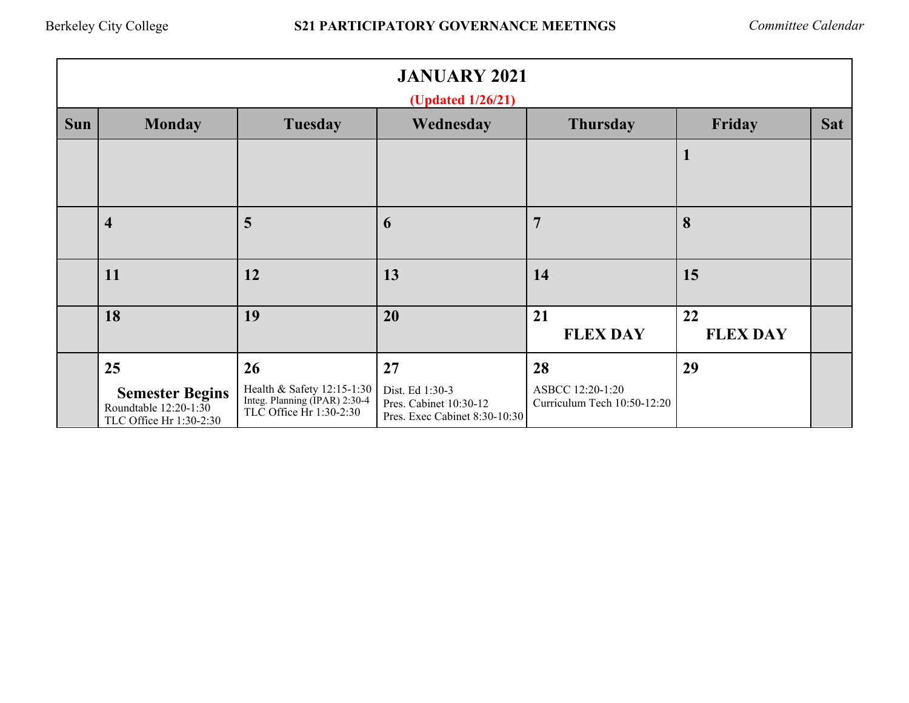# S21 PARTICIPATORY GOVERNANCE MEETINGS

Berkeley City College — *Committee Calendar*

## JANUARY 2021

**(Updated 1/26/21)**

| Sun | Monday | Tuesday | Wednesday | Thursday | Friday | Sat |
|---|---|---|---|---|---|---|
| | | | | | **1** | |
| | **4** | **5** | **6** | **7** | **8** | |
| | **11** | **12** | **13** | **14** | **15** | |
| | **18** | **19** | **20** | **21** **FLEX DAY** | **22** **FLEX DAY** | |
| | **25** **Semester Begins** Roundtable 12:20-1:30 TLC Office Hr 1:30-2:30 | **26** Health & Safety 12:15-1:30 Integ. Planning (IPAR) 2:30-4 TLC Office Hr 1:30-2:30 | **27** Dist. Ed 1:30-3 Pres. Cabinet 10:30-12 Pres. Exec Cabinet 8:30-10:30 | **28** ASBCC 12:20-1:20 Curriculum Tech 10:50-12:20 | **29** | |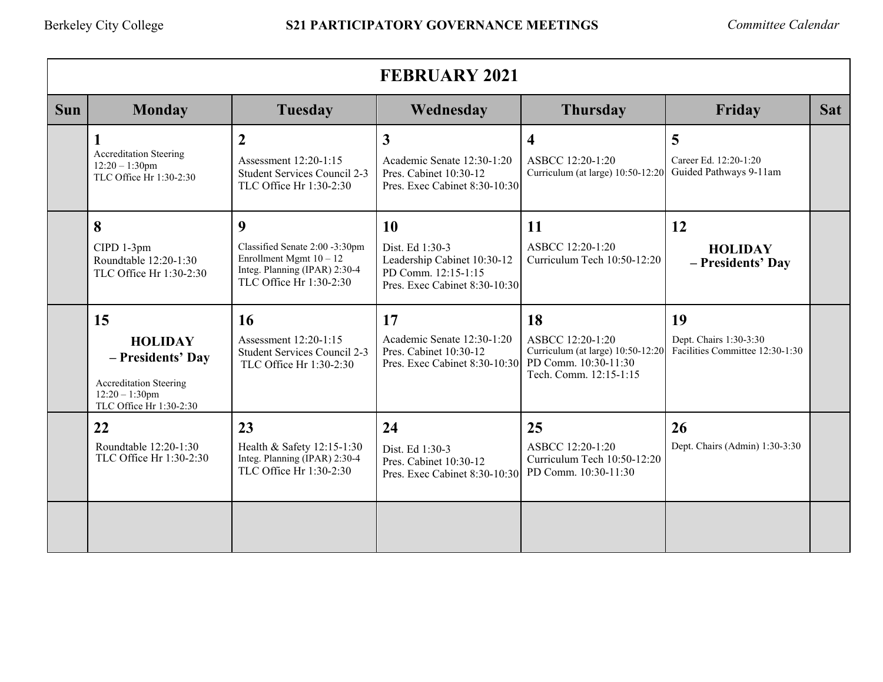Berkeley City College | **S21 PARTICIPATORY GOVERNANCE MEETINGS** | *Committee Calendar*

# FEBRUARY 2021

| Sun | Monday | Tuesday | Wednesday | Thursday | Friday | Sat |
|---|---|---|---|---|---|---|
| | **1**<br>Accreditation Steering 12:20 – 1:30pm<br>TLC Office Hr 1:30-2:30 | **2**<br>Assessment 12:20-1:15<br>Student Services Council 2-3<br>TLC Office Hr 1:30-2:30 | **3**<br>Academic Senate 12:30-1:20<br>Pres. Cabinet 10:30-12<br>Pres. Exec Cabinet 8:30-10:30 | **4**<br>ASBCC 12:20-1:20<br>Curriculum (at large) 10:50-12:20 | **5**<br>Career Ed. 12:20-1:20<br>Guided Pathways 9-11am | |
| | **8**<br>CIPD 1-3pm<br>Roundtable 12:20-1:30<br>TLC Office Hr 1:30-2:30 | **9**<br>Classified Senate 2:00 -3:30pm<br>Enrollment Mgmt 10 – 12<br>Integ. Planning (IPAR) 2:30-4<br>TLC Office Hr 1:30-2:30 | **10**<br>Dist. Ed 1:30-3<br>Leadership Cabinet 10:30-12<br>PD Comm. 12:15-1:15<br>Pres. Exec Cabinet 8:30-10:30 | **11**<br>ASBCC 12:20-1:20<br>Curriculum Tech 10:50-12:20 | **12**<br>**HOLIDAY – Presidents' Day** | |
| | **15**<br>**HOLIDAY – Presidents' Day**<br>Accreditation Steering 12:20 – 1:30pm<br>TLC Office Hr 1:30-2:30 | **16**<br>Assessment 12:20-1:15<br>Student Services Council 2-3<br>TLC Office Hr 1:30-2:30 | **17**<br>Academic Senate 12:30-1:20<br>Pres. Cabinet 10:30-12<br>Pres. Exec Cabinet 8:30-10:30 | **18**<br>ASBCC 12:20-1:20<br>Curriculum (at large) 10:50-12:20<br>PD Comm. 10:30-11:30<br>Tech. Comm. 12:15-1:15 | **19**<br>Dept. Chairs 1:30-3:30<br>Facilities Committee 12:30-1:30 | |
| | **22**<br>Roundtable 12:20-1:30<br>TLC Office Hr 1:30-2:30 | **23**<br>Health & Safety 12:15-1:30<br>Integ. Planning (IPAR) 2:30-4<br>TLC Office Hr 1:30-2:30 | **24**<br>Dist. Ed 1:30-3<br>Pres. Cabinet 10:30-12<br>Pres. Exec Cabinet 8:30-10:30 | **25**<br>ASBCC 12:20-1:20<br>Curriculum Tech 10:50-12:20<br>PD Comm. 10:30-11:30 | **26**<br>Dept. Chairs (Admin) 1:30-3:30 | |
| | | | | | | |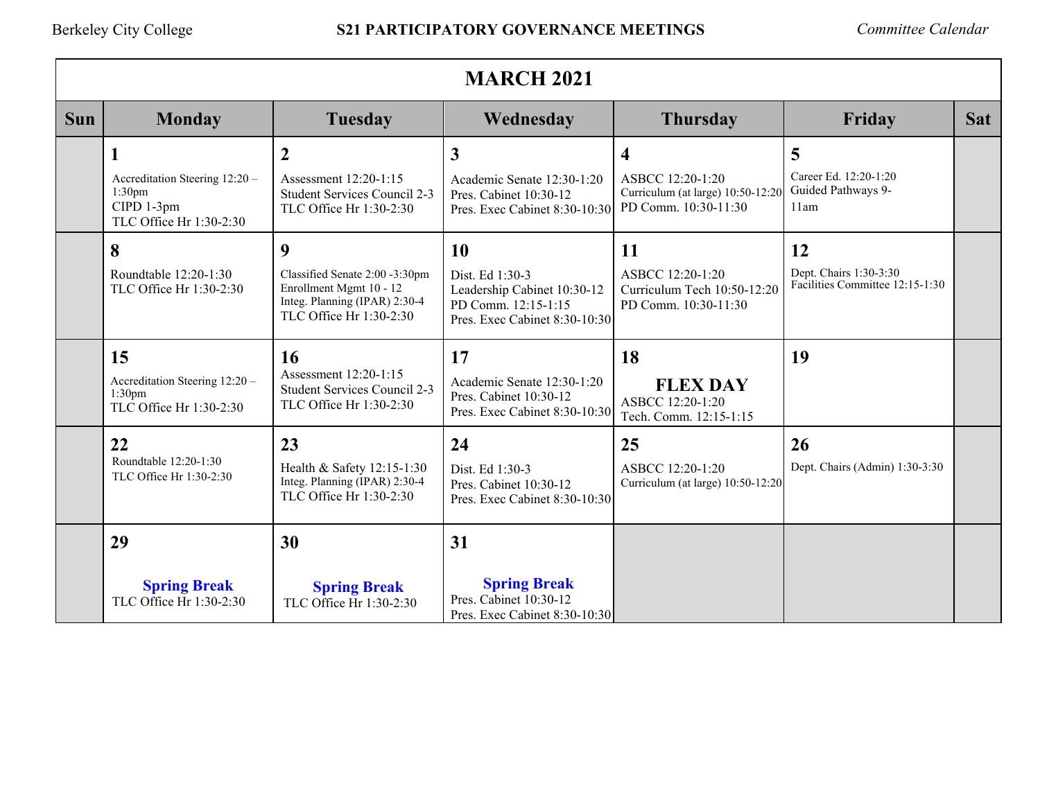Berkeley City College **S21 PARTICIPATORY GOVERNANCE MEETINGS** *Committee Calendar*

| MARCH 2021 | | | | | | |
|---|---|---|---|---|---|---|
| **Sun** | **Monday** | **Tuesday** | **Wednesday** | **Thursday** | **Friday** | **Sat** |
| | **1**<br>Accreditation Steering 12:20 – 1:30pm<br>CIPD 1-3pm<br>TLC Office Hr 1:30-2:30 | **2**<br>Assessment 12:20-1:15<br>Student Services Council 2-3<br>TLC Office Hr 1:30-2:30 | **3**<br>Academic Senate 12:30-1:20<br>Pres. Cabinet 10:30-12<br>Pres. Exec Cabinet 8:30-10:30 | **4**<br>ASBCC 12:20-1:20<br>Curriculum (at large) 10:50-12:20<br>PD Comm. 10:30-11:30 | **5**<br>Career Ed. 12:20-1:20<br>Guided Pathways 9-11am | |
| | **8**<br>Roundtable 12:20-1:30<br>TLC Office Hr 1:30-2:30 | **9**<br>Classified Senate 2:00 -3:30pm<br>Enrollment Mgmt 10 - 12<br>Integ. Planning (IPAR) 2:30-4<br>TLC Office Hr 1:30-2:30 | **10**<br>Dist. Ed 1:30-3<br>Leadership Cabinet 10:30-12<br>PD Comm. 12:15-1:15<br>Pres. Exec Cabinet 8:30-10:30 | **11**<br>ASBCC 12:20-1:20<br>Curriculum Tech 10:50-12:20<br>PD Comm. 10:30-11:30 | **12**<br>Dept. Chairs 1:30-3:30<br>Facilities Committee 12:15-1:30 | |
| | **15**<br>Accreditation Steering 12:20 – 1:30pm<br>TLC Office Hr 1:30-2:30 | **16**<br>Assessment 12:20-1:15<br>Student Services Council 2-3<br>TLC Office Hr 1:30-2:30 | **17**<br>Academic Senate 12:30-1:20<br>Pres. Cabinet 10:30-12<br>Pres. Exec Cabinet 8:30-10:30 | **18**<br>**FLEX DAY**<br>ASBCC 12:20-1:20<br>Tech. Comm. 12:15-1:15 | **19** | |
| | **22**<br>Roundtable 12:20-1:30<br>TLC Office Hr 1:30-2:30 | **23**<br>Health & Safety 12:15-1:30<br>Integ. Planning (IPAR) 2:30-4<br>TLC Office Hr 1:30-2:30 | **24**<br>Dist. Ed 1:30-3<br>Pres. Cabinet 10:30-12<br>Pres. Exec Cabinet 8:30-10:30 | **25**<br>ASBCC 12:20-1:20<br>Curriculum (at large) 10:50-12:20 | **26**<br>Dept. Chairs (Admin) 1:30-3:30 | |
| | **29**<br>**Spring Break**<br>TLC Office Hr 1:30-2:30 | **30**<br>**Spring Break**<br>TLC Office Hr 1:30-2:30 | **31**<br>**Spring Break**<br>Pres. Cabinet 10:30-12<br>Pres. Exec Cabinet 8:30-10:30 | | | |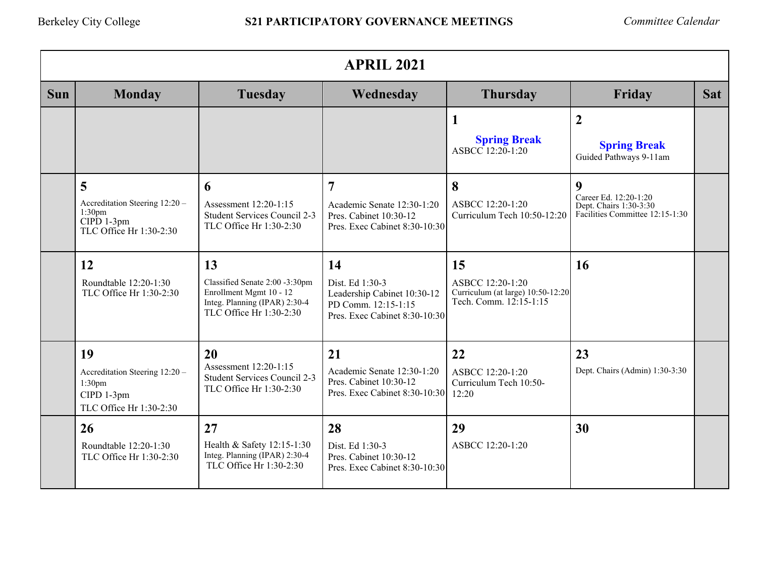Berkeley City College **S21 PARTICIPATORY GOVERNANCE MEETINGS** *Committee Calendar*

## APRIL 2021

| Sun | Monday | Tuesday | Wednesday | Thursday | Friday | Sat |
|---|---|---|---|---|---|---|
| | | | | **1**<br>**Spring Break**<br>ASBCC 12:20-1:20 | **2**<br>**Spring Break**<br>Guided Pathways 9-11am | |
| | **5**<br>Accreditation Steering 12:20 – 1:30pm<br>CIPD 1-3pm<br>TLC Office Hr 1:30-2:30 | **6**<br>Assessment 12:20-1:15<br>Student Services Council 2-3<br>TLC Office Hr 1:30-2:30 | **7**<br>Academic Senate 12:30-1:20<br>Pres. Cabinet 10:30-12<br>Pres. Exec Cabinet 8:30-10:30 | **8**<br>ASBCC 12:20-1:20<br>Curriculum Tech 10:50-12:20 | **9**<br>Career Ed. 12:20-1:20<br>Dept. Chairs 1:30-3:30<br>Facilities Committee 12:15-1:30 | |
| | **12**<br>Roundtable 12:20-1:30<br>TLC Office Hr 1:30-2:30 | **13**<br>Classified Senate 2:00 -3:30pm<br>Enrollment Mgmt 10 - 12<br>Integ. Planning (IPAR) 2:30-4<br>TLC Office Hr 1:30-2:30 | **14**<br>Dist. Ed 1:30-3<br>Leadership Cabinet 10:30-12<br>PD Comm. 12:15-1:15<br>Pres. Exec Cabinet 8:30-10:30 | **15**<br>ASBCC 12:20-1:20<br>Curriculum (at large) 10:50-12:20<br>Tech. Comm. 12:15-1:15 | **16** | |
| | **19**<br>Accreditation Steering 12:20 – 1:30pm<br>CIPD 1-3pm<br>TLC Office Hr 1:30-2:30 | **20**<br>Assessment 12:20-1:15<br>Student Services Council 2-3<br>TLC Office Hr 1:30-2:30 | **21**<br>Academic Senate 12:30-1:20<br>Pres. Cabinet 10:30-12<br>Pres. Exec Cabinet 8:30-10:30 | **22**<br>ASBCC 12:20-1:20<br>Curriculum Tech 10:50-12:20 | **23**<br>Dept. Chairs (Admin) 1:30-3:30 | |
| | **26**<br>Roundtable 12:20-1:30<br>TLC Office Hr 1:30-2:30 | **27**<br>Health & Safety 12:15-1:30<br>Integ. Planning (IPAR) 2:30-4<br>TLC Office Hr 1:30-2:30 | **28**<br>Dist. Ed 1:30-3<br>Pres. Cabinet 10:30-12<br>Pres. Exec Cabinet 8:30-10:30 | **29**<br>ASBCC 12:20-1:20 | **30** | |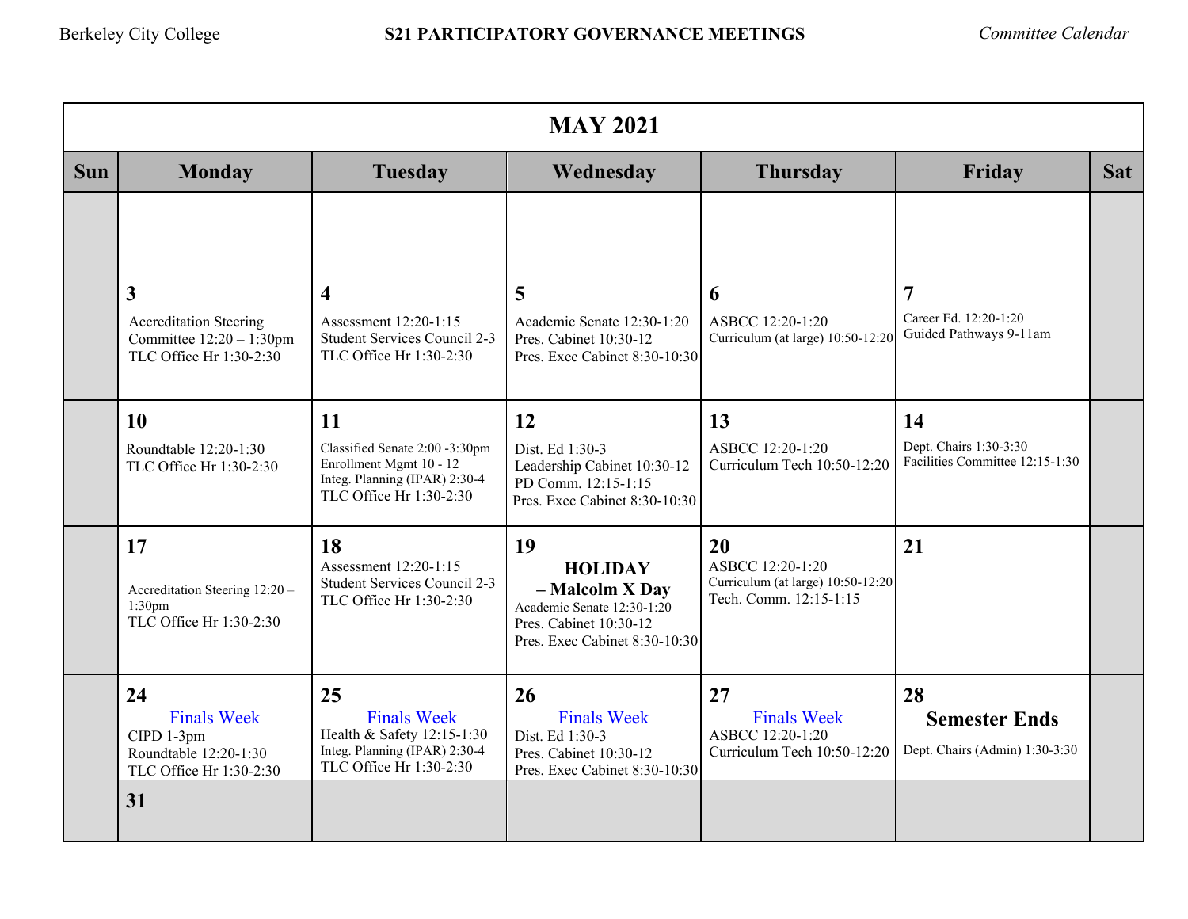Berkeley City College **S21 PARTICIPATORY GOVERNANCE MEETINGS** *Committee Calendar*

| MAY 2021 | | | | | | |
|---|---|---|---|---|---|---|
| **Sun** | **Monday** | **Tuesday** | **Wednesday** | **Thursday** | **Friday** | **Sat** |
| | | | | | | |
| | **3**<br>Accreditation Steering Committee 12:20 – 1:30pm<br>TLC Office Hr 1:30-2:30 | **4**<br>Assessment 12:20-1:15<br>Student Services Council 2-3<br>TLC Office Hr 1:30-2:30 | **5**<br>Academic Senate 12:30-1:20<br>Pres. Cabinet 10:30-12<br>Pres. Exec Cabinet 8:30-10:30 | **6**<br>ASBCC 12:20-1:20<br>Curriculum (at large) 10:50-12:20 | **7**<br>Career Ed. 12:20-1:20<br>Guided Pathways 9-11am | |
| | **10**<br>Roundtable 12:20-1:30<br>TLC Office Hr 1:30-2:30 | **11**<br>Classified Senate 2:00 -3:30pm<br>Enrollment Mgmt 10 - 12<br>Integ. Planning (IPAR) 2:30-4<br>TLC Office Hr 1:30-2:30 | **12**<br>Dist. Ed 1:30-3<br>Leadership Cabinet 10:30-12<br>PD Comm. 12:15-1:15<br>Pres. Exec Cabinet 8:30-10:30 | **13**<br>ASBCC 12:20-1:20<br>Curriculum Tech 10:50-12:20 | **14**<br>Dept. Chairs 1:30-3:30<br>Facilities Committee 12:15-1:30 | |
| | **17**<br>Accreditation Steering 12:20 – 1:30pm<br>TLC Office Hr 1:30-2:30 | **18**<br>Assessment 12:20-1:15<br>Student Services Council 2-3<br>TLC Office Hr 1:30-2:30 | **19**<br>**HOLIDAY – Malcolm X Day**<br>Academic Senate 12:30-1:20<br>Pres. Cabinet 10:30-12<br>Pres. Exec Cabinet 8:30-10:30 | **20**<br>ASBCC 12:20-1:20<br>Curriculum (at large) 10:50-12:20<br>Tech. Comm. 12:15-1:15 | **21** | |
| | **24**<br>Finals Week<br>CIPD 1-3pm<br>Roundtable 12:20-1:30<br>TLC Office Hr 1:30-2:30 | **25**<br>Finals Week<br>Health & Safety 12:15-1:30<br>Integ. Planning (IPAR) 2:30-4<br>TLC Office Hr 1:30-2:30 | **26**<br>Finals Week<br>Dist. Ed 1:30-3<br>Pres. Cabinet 10:30-12<br>Pres. Exec Cabinet 8:30-10:30 | **27**<br>Finals Week<br>ASBCC 12:20-1:20<br>Curriculum Tech 10:50-12:20 | **28**<br>**Semester Ends**<br>Dept. Chairs (Admin) 1:30-3:30 | |
| | **31** | | | | | |